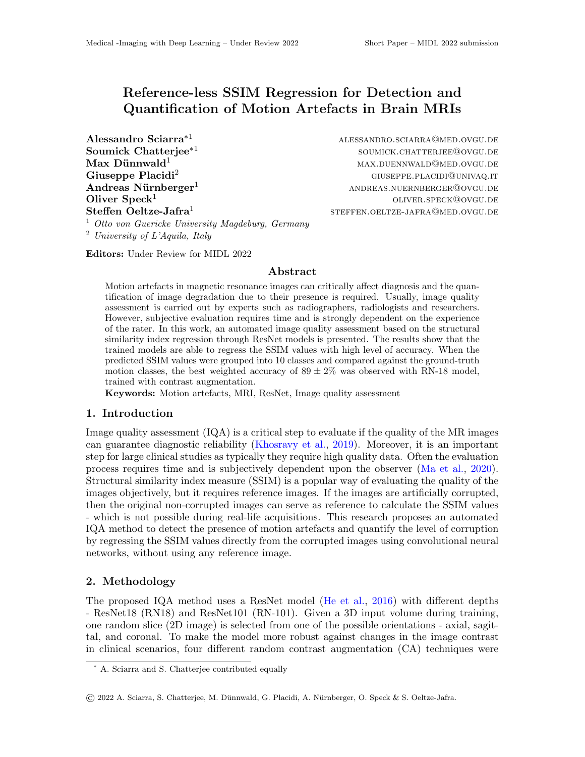# Reference-less SSIM Regression for Detection and Quantification of Motion Artefacts in Brain MRIs

**Alessandro Sciarra**[*1] ALESSANDRO.SCIARRA@MED.OVGU.DE
**Soumick Chatterjee**[*1] SOUMICK.CHATTERJEE@OVGU.DE
**Max Dünnwald**[1] MAX.DUENNWALD@MED.OVGU.DE
**Giuseppe Placidi**[2] GIUSEPPE.PLACIDI@UNIVAQ.IT
**Andreas Nürnberger**[1] ANDREAS.NUERNBERGER@OVGU.DE
**Oliver Speck**[1] OLIVER.SPECK@OVGU.DE
**Steffen Oeltze-Jafra**[1] STEFFEN.OELTZE-JAFRA@MED.OVGU.DE

[1] *Otto von Guericke University Magdeburg, Germany*
[2] *University of L'Aquila, Italy*

**Editors:** Under Review for MIDL 2022

## Abstract

Motion artefacts in magnetic resonance images can critically affect diagnosis and the quantification of image degradation due to their presence is required. Usually, image quality assessment is carried out by experts such as radiographers, radiologists and researchers. However, subjective evaluation requires time and is strongly dependent on the experience of the rater. In this work, an automated image quality assessment based on the structural similarity index regression through ResNet models is presented. The results show that the trained models are able to regress the SSIM values with high level of accuracy. When the predicted SSIM values were grouped into 10 classes and compared against the ground-truth motion classes, the best weighted accuracy of $89 \pm 2\%$ was observed with RN-18 model, trained with contrast augmentation.

**Keywords:** Motion artefacts, MRI, ResNet, Image quality assessment

## 1. Introduction

Image quality assessment (IQA) is a critical step to evaluate if the quality of the MR images can guarantee diagnostic reliability (Khosravy et al., 2019). Moreover, it is an important step for large clinical studies as typically they require high quality data. Often the evaluation process requires time and is subjectively dependent upon the observer (Ma et al., 2020). Structural similarity index measure (SSIM) is a popular way of evaluating the quality of the images objectively, but it requires reference images. If the images are artificially corrupted, then the original non-corrupted images can serve as reference to calculate the SSIM values - which is not possible during real-life acquisitions. This research proposes an automated IQA method to detect the presence of motion artefacts and quantify the level of corruption by regressing the SSIM values directly from the corrupted images using convolutional neural networks, without using any reference image.

## 2. Methodology

The proposed IQA method uses a ResNet model (He et al., 2016) with different depths - ResNet18 (RN18) and ResNet101 (RN-101). Given a 3D input volume during training, one random slice (2D image) is selected from one of the possible orientations - axial, sagittal, and coronal. To make the model more robust against changes in the image contrast in clinical scenarios, four different random contrast augmentation (CA) techniques were

[*] A. Sciarra and S. Chatterjee contributed equally

© 2022 A. Sciarra, S. Chatterjee, M. Dünnwald, G. Placidi, A. Nürnberger, O. Speck & S. Oeltze-Jafra.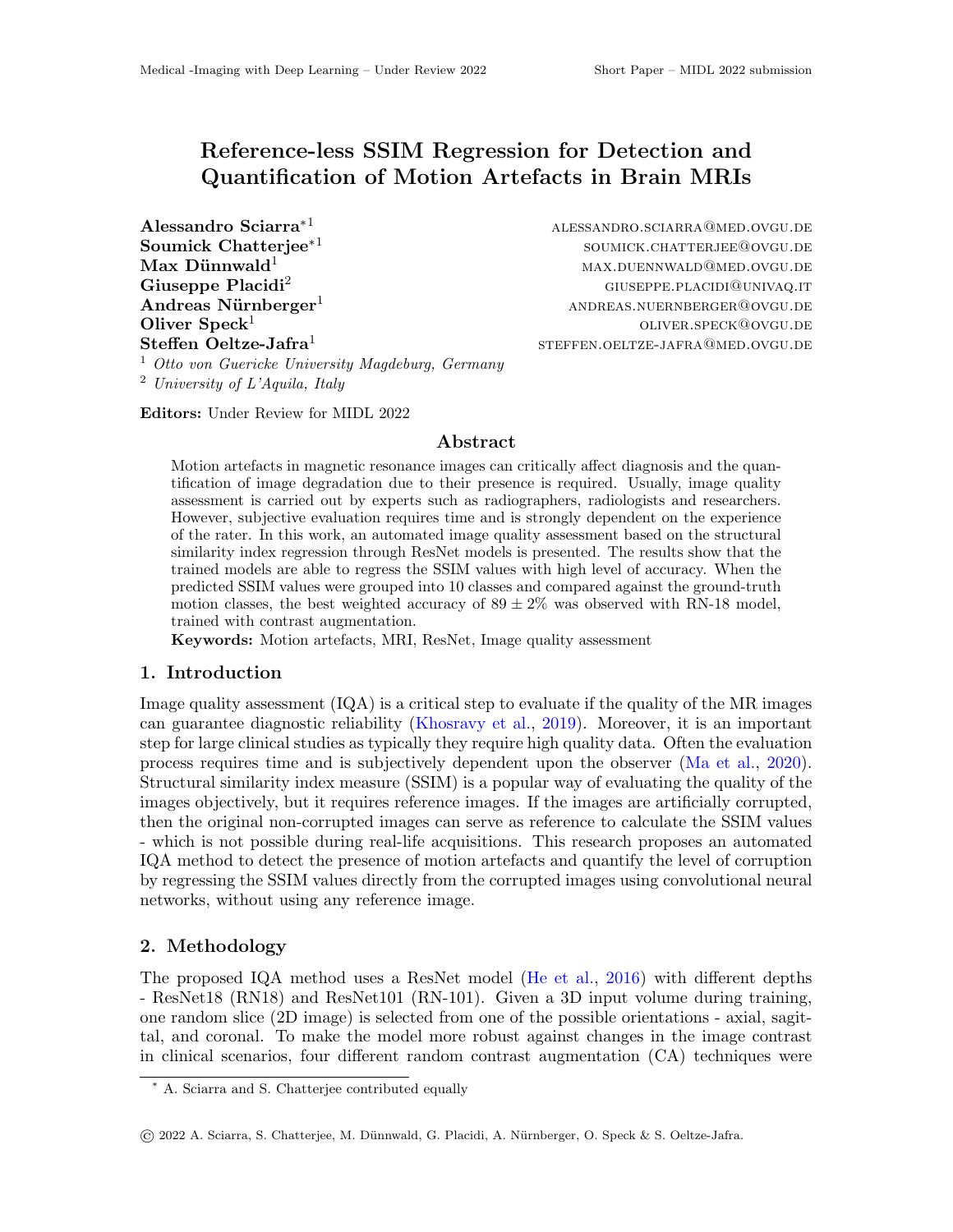# Reference-less SSIM Regression for Detection and Quantification of Motion Artefacts in Brain MRIs

**Alessandro Sciarra**[*1] ALESSANDRO.SCIARRA@MED.OVGU.DE
**Soumick Chatterjee**[*1] SOUMICK.CHATTERJEE@OVGU.DE
**Max Dünnwald**[1] MAX.DUENNWALD@MED.OVGU.DE
**Giuseppe Placidi**[2] GIUSEPPE.PLACIDI@UNIVAQ.IT
**Andreas Nürnberger**[1] ANDREAS.NUERNBERGER@OVGU.DE
**Oliver Speck**[1] OLIVER.SPECK@OVGU.DE
**Steffen Oeltze-Jafra**[1] STEFFEN.OELTZE-JAFRA@MED.OVGU.DE

[1] *Otto von Guericke University Magdeburg, Germany*
[2] *University of L'Aquila, Italy*

**Editors:** Under Review for MIDL 2022

## Abstract

Motion artefacts in magnetic resonance images can critically affect diagnosis and the quantification of image degradation due to their presence is required. Usually, image quality assessment is carried out by experts such as radiographers, radiologists and researchers. However, subjective evaluation requires time and is strongly dependent on the experience of the rater. In this work, an automated image quality assessment based on the structural similarity index regression through ResNet models is presented. The results show that the trained models are able to regress the SSIM values with high level of accuracy. When the predicted SSIM values were grouped into 10 classes and compared against the ground-truth motion classes, the best weighted accuracy of $89 \pm 2\%$ was observed with RN-18 model, trained with contrast augmentation.

**Keywords:** Motion artefacts, MRI, ResNet, Image quality assessment

## 1. Introduction

Image quality assessment (IQA) is a critical step to evaluate if the quality of the MR images can guarantee diagnostic reliability (Khosravy et al., 2019). Moreover, it is an important step for large clinical studies as typically they require high quality data. Often the evaluation process requires time and is subjectively dependent upon the observer (Ma et al., 2020). Structural similarity index measure (SSIM) is a popular way of evaluating the quality of the images objectively, but it requires reference images. If the images are artificially corrupted, then the original non-corrupted images can serve as reference to calculate the SSIM values - which is not possible during real-life acquisitions. This research proposes an automated IQA method to detect the presence of motion artefacts and quantify the level of corruption by regressing the SSIM values directly from the corrupted images using convolutional neural networks, without using any reference image.

## 2. Methodology

The proposed IQA method uses a ResNet model (He et al., 2016) with different depths - ResNet18 (RN18) and ResNet101 (RN-101). Given a 3D input volume during training, one random slice (2D image) is selected from one of the possible orientations - axial, sagittal, and coronal. To make the model more robust against changes in the image contrast in clinical scenarios, four different random contrast augmentation (CA) techniques were

[*] A. Sciarra and S. Chatterjee contributed equally

© 2022 A. Sciarra, S. Chatterjee, M. Dünnwald, G. Placidi, A. Nürnberger, O. Speck & S. Oeltze-Jafra.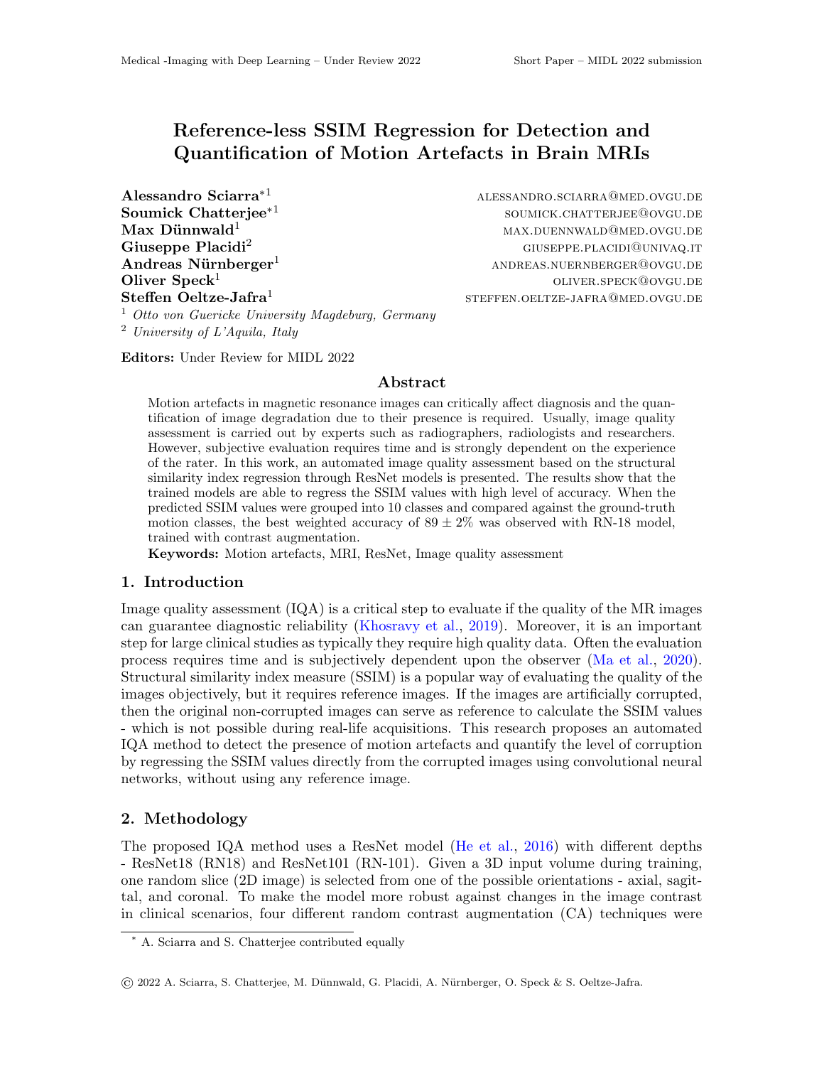# Reference-less SSIM Regression for Detection and Quantification of Motion Artefacts in Brain MRIs

**Alessandro Sciarra**[*1] ALESSANDRO.SCIARRA@MED.OVGU.DE
**Soumick Chatterjee**[*1] SOUMICK.CHATTERJEE@OVGU.DE
**Max Dünnwald**[1] MAX.DUENNWALD@MED.OVGU.DE
**Giuseppe Placidi**[2] GIUSEPPE.PLACIDI@UNIVAQ.IT
**Andreas Nürnberger**[1] ANDREAS.NUERNBERGER@OVGU.DE
**Oliver Speck**[1] OLIVER.SPECK@OVGU.DE
**Steffen Oeltze-Jafra**[1] STEFFEN.OELTZE-JAFRA@MED.OVGU.DE

[1] *Otto von Guericke University Magdeburg, Germany*
[2] *University of L'Aquila, Italy*

**Editors:** Under Review for MIDL 2022

## Abstract

Motion artefacts in magnetic resonance images can critically affect diagnosis and the quantification of image degradation due to their presence is required. Usually, image quality assessment is carried out by experts such as radiographers, radiologists and researchers. However, subjective evaluation requires time and is strongly dependent on the experience of the rater. In this work, an automated image quality assessment based on the structural similarity index regression through ResNet models is presented. The results show that the trained models are able to regress the SSIM values with high level of accuracy. When the predicted SSIM values were grouped into 10 classes and compared against the ground-truth motion classes, the best weighted accuracy of $89 \pm 2\%$ was observed with RN-18 model, trained with contrast augmentation.

**Keywords:** Motion artefacts, MRI, ResNet, Image quality assessment

## 1. Introduction

Image quality assessment (IQA) is a critical step to evaluate if the quality of the MR images can guarantee diagnostic reliability (Khosravy et al., 2019). Moreover, it is an important step for large clinical studies as typically they require high quality data. Often the evaluation process requires time and is subjectively dependent upon the observer (Ma et al., 2020). Structural similarity index measure (SSIM) is a popular way of evaluating the quality of the images objectively, but it requires reference images. If the images are artificially corrupted, then the original non-corrupted images can serve as reference to calculate the SSIM values - which is not possible during real-life acquisitions. This research proposes an automated IQA method to detect the presence of motion artefacts and quantify the level of corruption by regressing the SSIM values directly from the corrupted images using convolutional neural networks, without using any reference image.

## 2. Methodology

The proposed IQA method uses a ResNet model (He et al., 2016) with different depths - ResNet18 (RN18) and ResNet101 (RN-101). Given a 3D input volume during training, one random slice (2D image) is selected from one of the possible orientations - axial, sagittal, and coronal. To make the model more robust against changes in the image contrast in clinical scenarios, four different random contrast augmentation (CA) techniques were

[*] A. Sciarra and S. Chatterjee contributed equally

© 2022 A. Sciarra, S. Chatterjee, M. Dünnwald, G. Placidi, A. Nürnberger, O. Speck & S. Oeltze-Jafra.